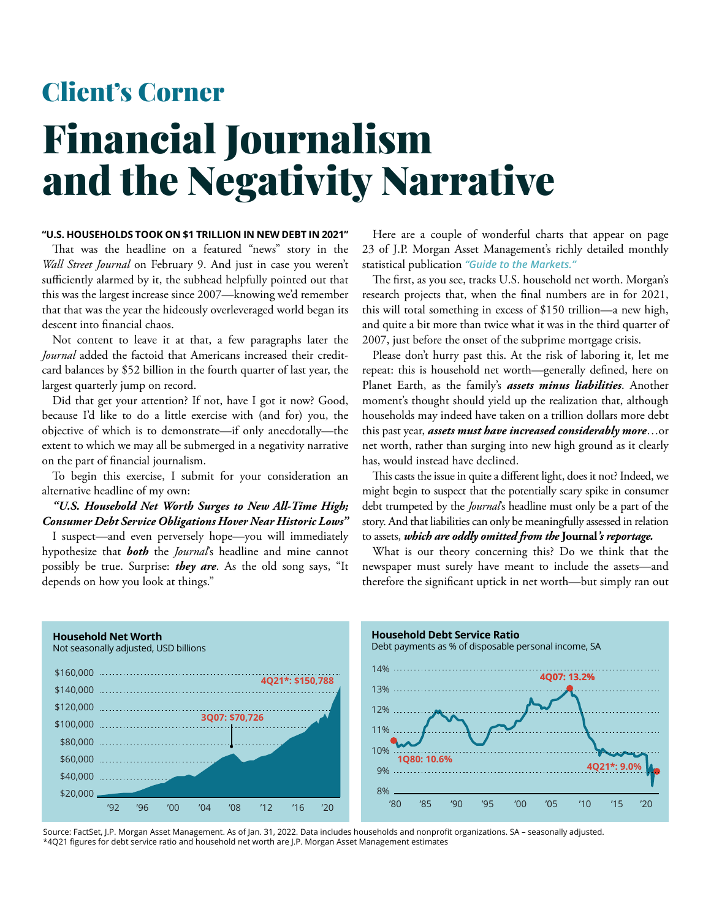## Client's Corner

# Financial Journalism and the Negativity Narrative

**"U.S. HOUSEHOLDS TOOK ON $1 TRILLION IN NEW DEBT IN 2021"**

That was the headline on a featured "news" story in the *Wall Street Journal* on February 9. And just in case you weren't sufficiently alarmed by it, the subhead helpfully pointed out that this was the largest increase since 2007—knowing we'd remember that that was the year the hideously overleveraged world began its descent into financial chaos.

Not content to leave it at that, a few paragraphs later the *Journal* added the factoid that Americans increased their credit-card balances by $52 billion in the fourth quarter of last year, the largest quarterly jump on record.

Did that get your attention? If not, have I got it now? Good, because I'd like to do a little exercise with (and for) you, the objective of which is to demonstrate—if only anecdotally—the extent to which we may all be submerged in a negativity narrative on the part of financial journalism.

To begin this exercise, I submit for your consideration an alternative headline of my own:

***"U.S. Household Net Worth Surges to New All-Time High; Consumer Debt Service Obligations Hover Near Historic Lows"***

I suspect—and even perversely hope—you will immediately hypothesize that ***both*** the *Journal*'s headline and mine cannot possibly be true. Surprise: ***they are***. As the old song says, "It depends on how you look at things."

Here are a couple of wonderful charts that appear on page 23 of J.P. Morgan Asset Management's richly detailed monthly statistical publication *"Guide to the Markets."*

The first, as you see, tracks U.S. household net worth. Morgan's research projects that, when the final numbers are in for 2021, this will total something in excess of $150 trillion—a new high, and quite a bit more than twice what it was in the third quarter of 2007, just before the onset of the subprime mortgage crisis.

Please don't hurry past this. At the risk of laboring it, let me repeat: this is household net worth—generally defined, here on Planet Earth, as the family's ***assets minus liabilities***. Another moment's thought should yield up the realization that, although households may indeed have taken on a trillion dollars more debt this past year, ***assets must have increased considerably more***…or net worth, rather than surging into new high ground as it clearly has, would instead have declined.

This casts the issue in quite a different light, does it not? Indeed, we might begin to suspect that the potentially scary spike in consumer debt trumpeted by the *Journal*'s headline must only be a part of the story. And that liabilities can only be meaningfully assessed in relation to assets, ***which are oddly omitted from the* Journal*'s reportage.***

What is our theory concerning this? Do we think that the newspaper must surely have meant to include the assets—and therefore the significant uptick in net worth—but simply ran out

**Household Net Worth**
Not seasonally adjusted, USD billions

(Chart: 3Q07: $70,726; 4Q21*: $150,788)

**Household Debt Service Ratio**
Debt payments as % of disposable personal income, SA

(Chart: 1Q80: 10.6%; 4Q07: 13.2%; 4Q21*: 9.0%)

Source: FactSet, J.P. Morgan Asset Management. As of Jan. 31, 2022. Data includes households and nonprofit organizations. SA – seasonally adjusted.
*4Q21 figures for debt service ratio and household net worth are J.P. Morgan Asset Management estimates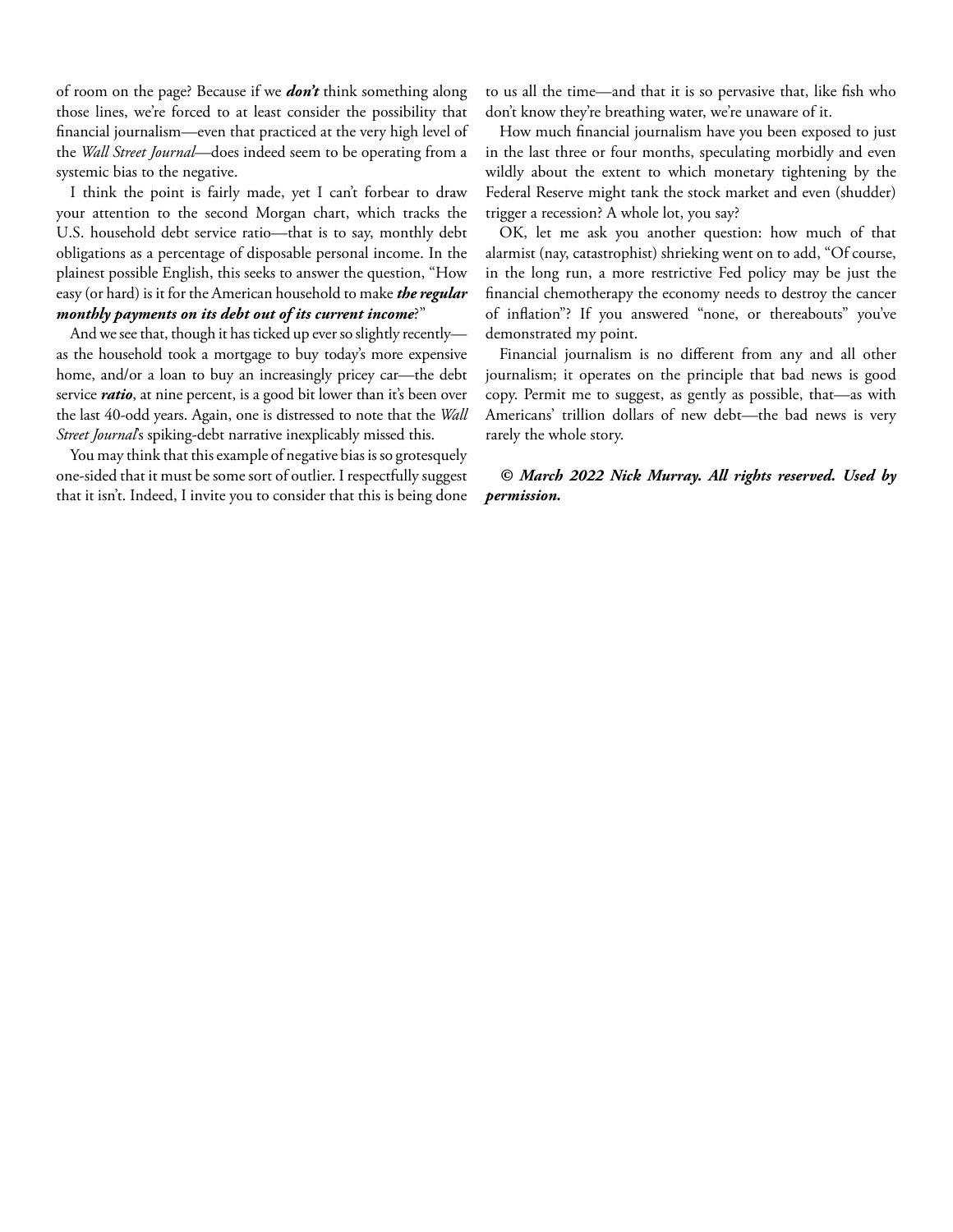of room on the page? Because if we ***don't*** think something along those lines, we're forced to at least consider the possibility that financial journalism—even that practiced at the very high level of the *Wall Street Journal*—does indeed seem to be operating from a systemic bias to the negative.

I think the point is fairly made, yet I can't forbear to draw your attention to the second Morgan chart, which tracks the U.S. household debt service ratio—that is to say, monthly debt obligations as a percentage of disposable personal income. In the plainest possible English, this seeks to answer the question, "How easy (or hard) is it for the American household to make ***the regular monthly payments on its debt out of its current income***?"

And we see that, though it has ticked up ever so slightly recently—as the household took a mortgage to buy today's more expensive home, and/or a loan to buy an increasingly pricey car—the debt service ***ratio***, at nine percent, is a good bit lower than it's been over the last 40-odd years. Again, one is distressed to note that the *Wall Street Journal*'s spiking-debt narrative inexplicably missed this.

You may think that this example of negative bias is so grotesquely one-sided that it must be some sort of outlier. I respectfully suggest that it isn't. Indeed, I invite you to consider that this is being done to us all the time—and that it is so pervasive that, like fish who don't know they're breathing water, we're unaware of it.

How much financial journalism have you been exposed to just in the last three or four months, speculating morbidly and even wildly about the extent to which monetary tightening by the Federal Reserve might tank the stock market and even (shudder) trigger a recession? A whole lot, you say?

OK, let me ask you another question: how much of that alarmist (nay, catastrophist) shrieking went on to add, "Of course, in the long run, a more restrictive Fed policy may be just the financial chemotherapy the economy needs to destroy the cancer of inflation"? If you answered "none, or thereabouts" you've demonstrated my point.

Financial journalism is no different from any and all other journalism; it operates on the principle that bad news is good copy. Permit me to suggest, as gently as possible, that—as with Americans' trillion dollars of new debt—the bad news is very rarely the whole story.

***© March 2022 Nick Murray. All rights reserved. Used by permission.***